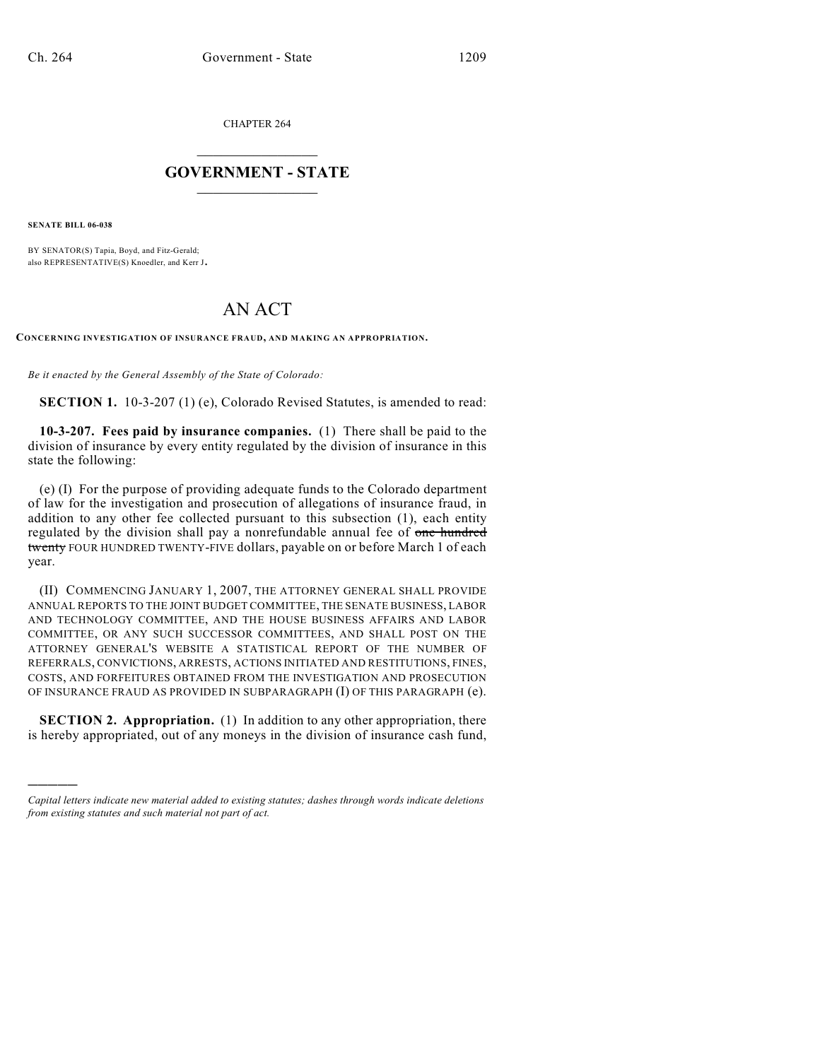CHAPTER 264

# GOVERNMENT - STATE

**SENATE BILL 06-038**

BY SENATOR(S) Tapia, Boyd, and Fitz-Gerald;
also REPRESENTATIVE(S) Knoedler, and Kerr J.

# AN ACT

**CONCERNING INVESTIGATION OF INSURANCE FRAUD, AND MAKING AN APPROPRIATION.**

*Be it enacted by the General Assembly of the State of Colorado:*

**SECTION 1.** 10-3-207 (1) (e), Colorado Revised Statutes, is amended to read:

**10-3-207. Fees paid by insurance companies.** (1) There shall be paid to the division of insurance by every entity regulated by the division of insurance in this state the following:

(e) (I) For the purpose of providing adequate funds to the Colorado department of law for the investigation and prosecution of allegations of insurance fraud, in addition to any other fee collected pursuant to this subsection (1), each entity regulated by the division shall pay a nonrefundable annual fee of ~~one hundred twenty~~ FOUR HUNDRED TWENTY-FIVE dollars, payable on or before March 1 of each year.

(II) COMMENCING JANUARY 1, 2007, THE ATTORNEY GENERAL SHALL PROVIDE ANNUAL REPORTS TO THE JOINT BUDGET COMMITTEE, THE SENATE BUSINESS, LABOR AND TECHNOLOGY COMMITTEE, AND THE HOUSE BUSINESS AFFAIRS AND LABOR COMMITTEE, OR ANY SUCH SUCCESSOR COMMITTEES, AND SHALL POST ON THE ATTORNEY GENERAL'S WEBSITE A STATISTICAL REPORT OF THE NUMBER OF REFERRALS, CONVICTIONS, ARRESTS, ACTIONS INITIATED AND RESTITUTIONS, FINES, COSTS, AND FORFEITURES OBTAINED FROM THE INVESTIGATION AND PROSECUTION OF INSURANCE FRAUD AS PROVIDED IN SUBPARAGRAPH (I) OF THIS PARAGRAPH (e).

**SECTION 2. Appropriation.** (1) In addition to any other appropriation, there is hereby appropriated, out of any moneys in the division of insurance cash fund,

---

*Capital letters indicate new material added to existing statutes; dashes through words indicate deletions from existing statutes and such material not part of act.*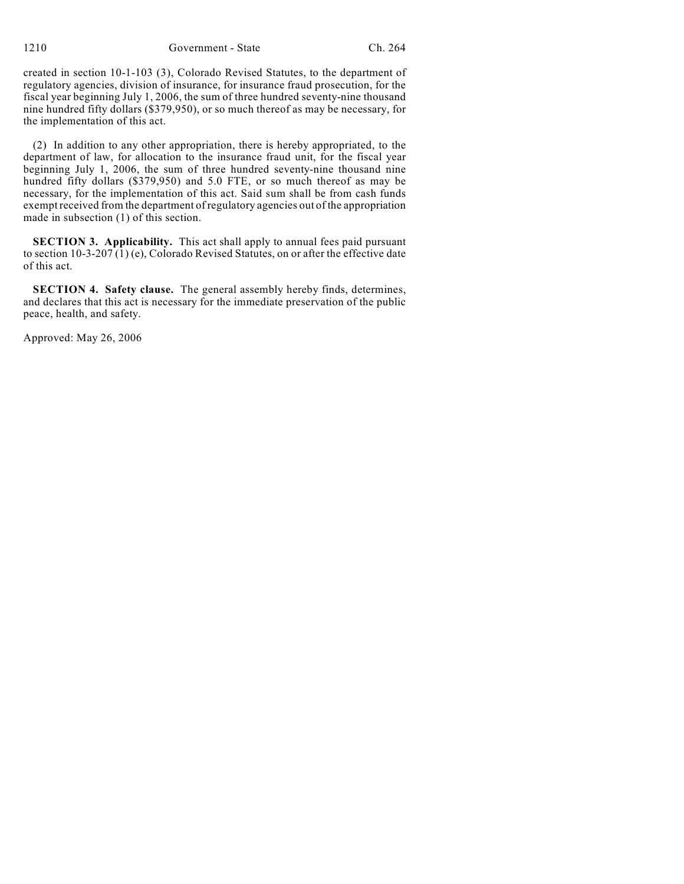created in section 10-1-103 (3), Colorado Revised Statutes, to the department of regulatory agencies, division of insurance, for insurance fraud prosecution, for the fiscal year beginning July 1, 2006, the sum of three hundred seventy-nine thousand nine hundred fifty dollars ($379,950), or so much thereof as may be necessary, for the implementation of this act.

(2) In addition to any other appropriation, there is hereby appropriated, to the department of law, for allocation to the insurance fraud unit, for the fiscal year beginning July 1, 2006, the sum of three hundred seventy-nine thousand nine hundred fifty dollars ($379,950) and 5.0 FTE, or so much thereof as may be necessary, for the implementation of this act. Said sum shall be from cash funds exempt received from the department of regulatory agencies out of the appropriation made in subsection (1) of this section.

**SECTION 3. Applicability.** This act shall apply to annual fees paid pursuant to section 10-3-207 (1) (e), Colorado Revised Statutes, on or after the effective date of this act.

**SECTION 4. Safety clause.** The general assembly hereby finds, determines, and declares that this act is necessary for the immediate preservation of the public peace, health, and safety.

Approved: May 26, 2006